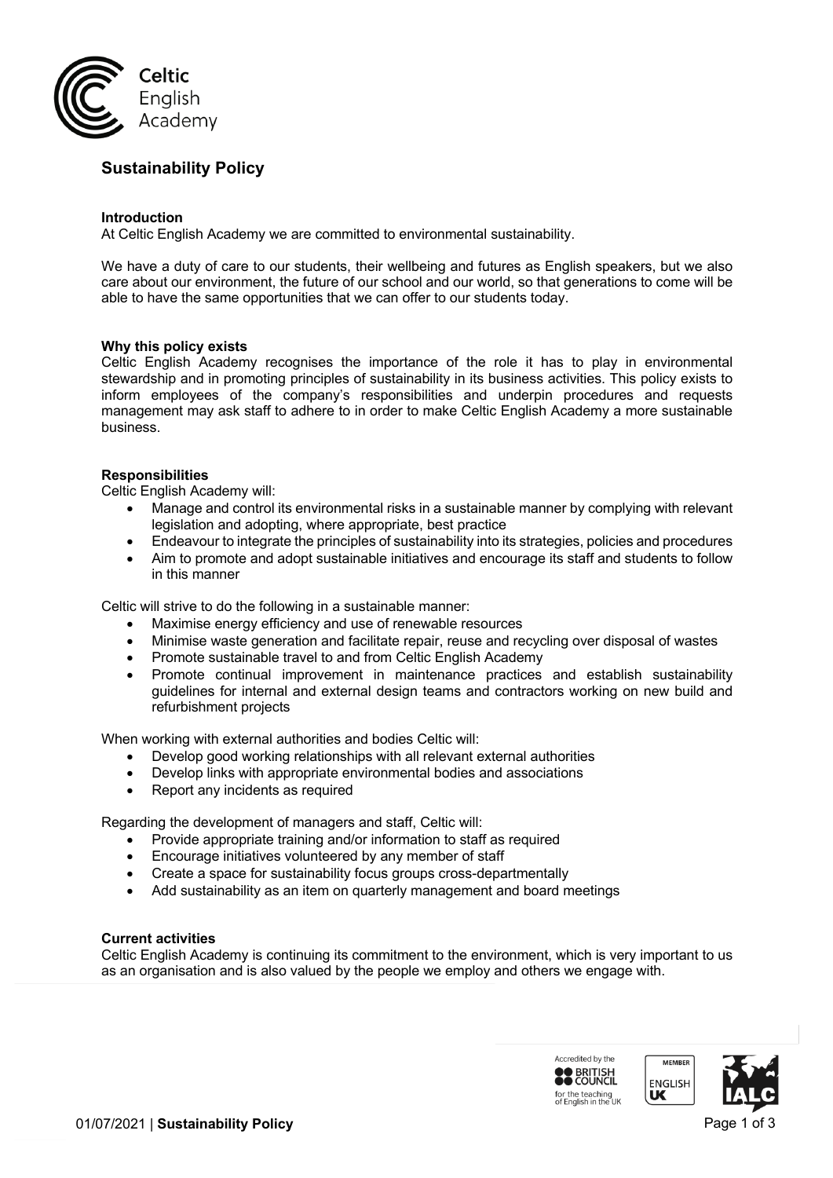# Sustainability Policy

### Introduction

At Celtic English Academy we are committed to environmental sustainability.

We have a duty of care to our students, their wellbeing and futures as English speakers, but we also care about our environment, the future of our school and our world, so that generations to come will be able to have the same opportunities that we can offer to our students today.

### Why this policy exists

Celtic English Academy recognises the importance of the role it has to play in environmental stewardship and in promoting principles of sustainability in its business activities. This policy exists to inform employees of the company's responsibilities and underpin procedures and requests management may ask staff to adhere to in order to make Celtic English Academy a more sustainable business.

### Responsibilities

Celtic English Academy will:

- Manage and control its environmental risks in a sustainable manner by complying with relevant legislation and adopting, where appropriate, best practice
- Endeavour to integrate the principles of sustainability into its strategies, policies and procedures
- Aim to promote and adopt sustainable initiatives and encourage its staff and students to follow in this manner

Celtic will strive to do the following in a sustainable manner:

- Maximise energy efficiency and use of renewable resources
- Minimise waste generation and facilitate repair, reuse and recycling over disposal of wastes
- Promote sustainable travel to and from Celtic English Academy
- Promote continual improvement in maintenance practices and establish sustainability guidelines for internal and external design teams and contractors working on new build and refurbishment projects

When working with external authorities and bodies Celtic will:

- Develop good working relationships with all relevant external authorities
- Develop links with appropriate environmental bodies and associations
- Report any incidents as required

Regarding the development of managers and staff, Celtic will:

- Provide appropriate training and/or information to staff as required
- Encourage initiatives volunteered by any member of staff
- Create a space for sustainability focus groups cross-departmentally
- Add sustainability as an item on quarterly management and board meetings

### Current activities

Celtic English Academy is continuing its commitment to the environment, which is very important to us as an organisation and is also valued by the people we employ and others we engage with.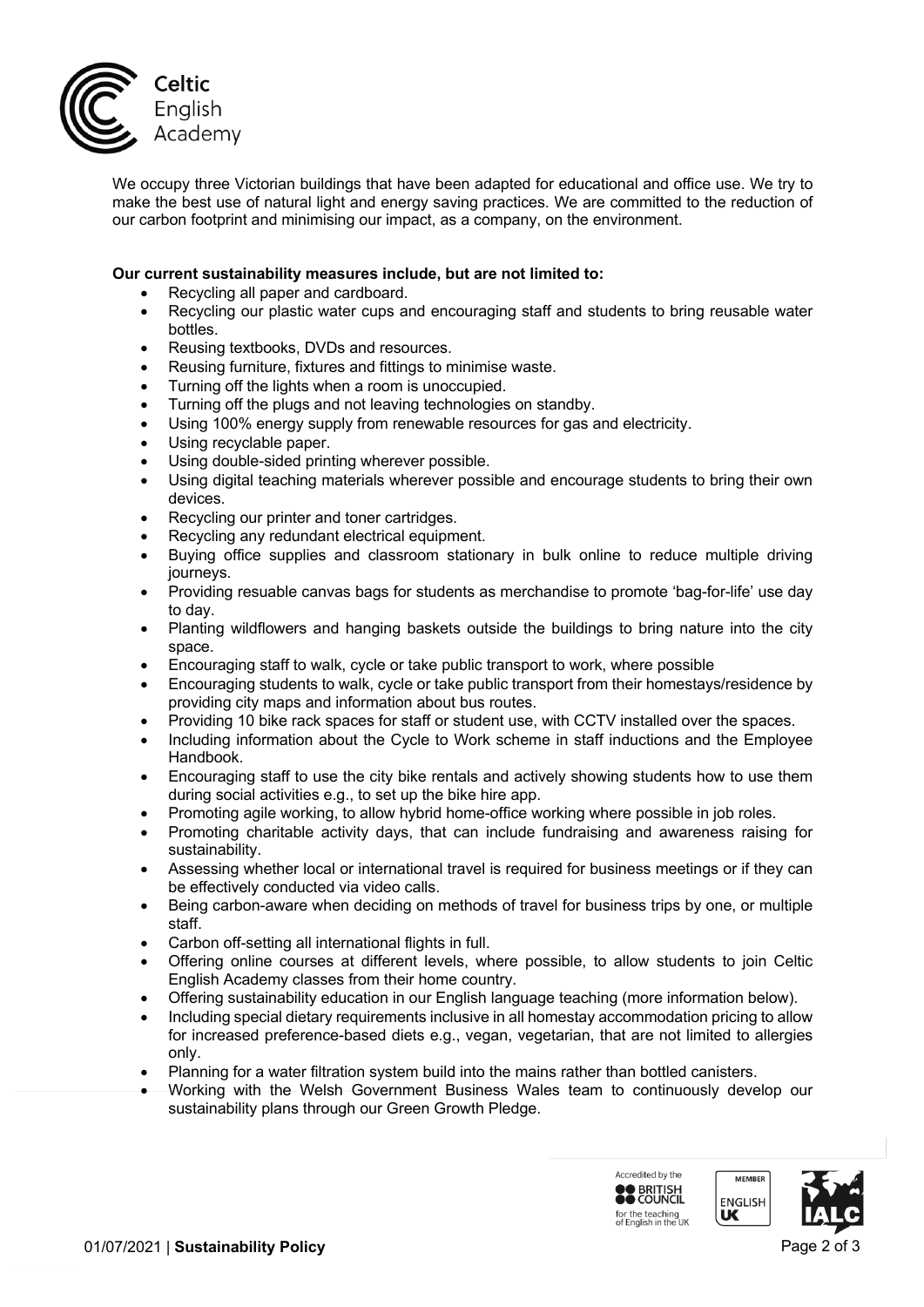We occupy three Victorian buildings that have been adapted for educational and office use. We try to make the best use of natural light and energy saving practices. We are committed to the reduction of our carbon footprint and minimising our impact, as a company, on the environment.

**Our current sustainability measures include, but are not limited to:**

- Recycling all paper and cardboard.
- Recycling our plastic water cups and encouraging staff and students to bring reusable water bottles.
- Reusing textbooks, DVDs and resources.
- Reusing furniture, fixtures and fittings to minimise waste.
- Turning off the lights when a room is unoccupied.
- Turning off the plugs and not leaving technologies on standby.
- Using 100% energy supply from renewable resources for gas and electricity.
- Using recyclable paper.
- Using double-sided printing wherever possible.
- Using digital teaching materials wherever possible and encourage students to bring their own devices.
- Recycling our printer and toner cartridges.
- Recycling any redundant electrical equipment.
- Buying office supplies and classroom stationary in bulk online to reduce multiple driving journeys.
- Providing resuable canvas bags for students as merchandise to promote 'bag-for-life' use day to day.
- Planting wildflowers and hanging baskets outside the buildings to bring nature into the city space.
- Encouraging staff to walk, cycle or take public transport to work, where possible
- Encouraging students to walk, cycle or take public transport from their homestays/residence by providing city maps and information about bus routes.
- Providing 10 bike rack spaces for staff or student use, with CCTV installed over the spaces.
- Including information about the Cycle to Work scheme in staff inductions and the Employee Handbook.
- Encouraging staff to use the city bike rentals and actively showing students how to use them during social activities e.g., to set up the bike hire app.
- Promoting agile working, to allow hybrid home-office working where possible in job roles.
- Promoting charitable activity days, that can include fundraising and awareness raising for sustainability.
- Assessing whether local or international travel is required for business meetings or if they can be effectively conducted via video calls.
- Being carbon-aware when deciding on methods of travel for business trips by one, or multiple staff.
- Carbon off-setting all international flights in full.
- Offering online courses at different levels, where possible, to allow students to join Celtic English Academy classes from their home country.
- Offering sustainability education in our English language teaching (more information below).
- Including special dietary requirements inclusive in all homestay accommodation pricing to allow for increased preference-based diets e.g., vegan, vegetarian, that are not limited to allergies only.
- Planning for a water filtration system build into the mains rather than bottled canisters.
- Working with the Welsh Government Business Wales team to continuously develop our sustainability plans through our Green Growth Pledge.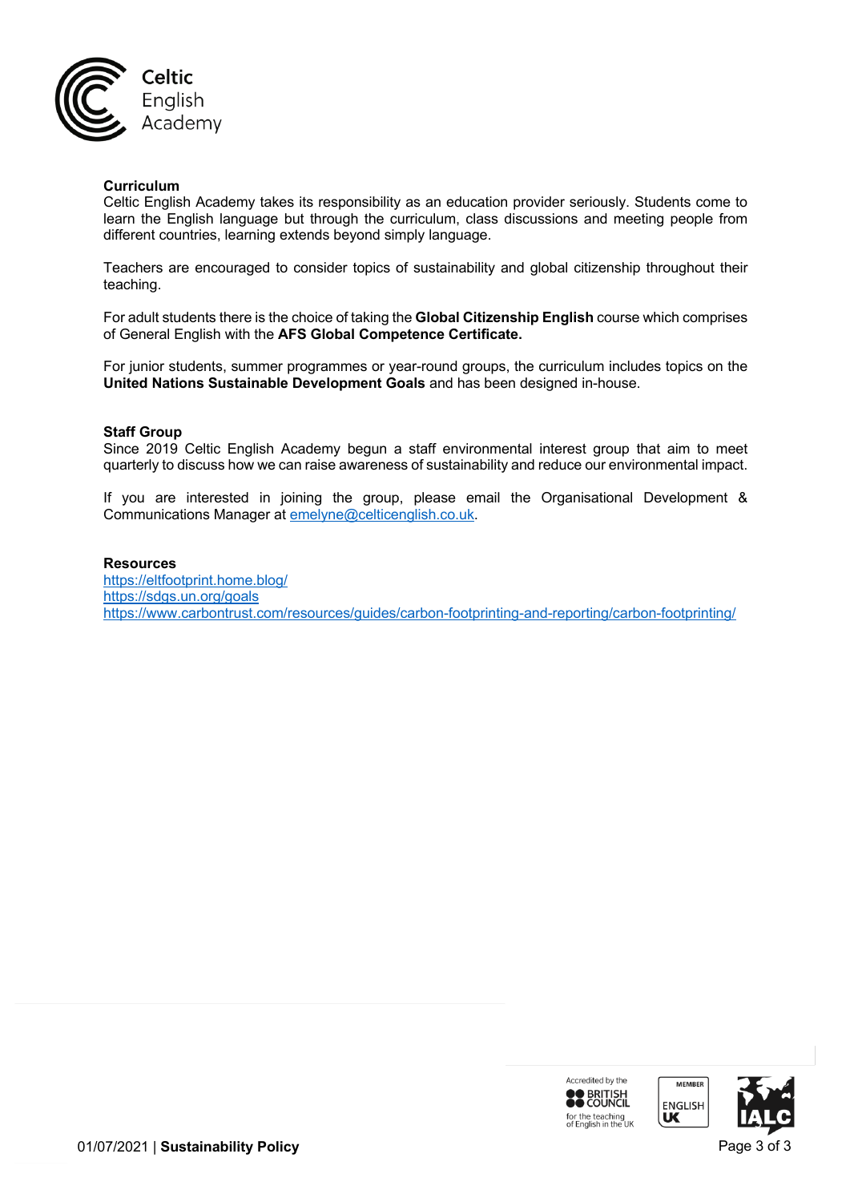## Curriculum

Celtic English Academy takes its responsibility as an education provider seriously. Students come to learn the English language but through the curriculum, class discussions and meeting people from different countries, learning extends beyond simply language.

Teachers are encouraged to consider topics of sustainability and global citizenship throughout their teaching.

For adult students there is the choice of taking the **Global Citizenship English** course which comprises of General English with the **AFS Global Competence Certificate.**

For junior students, summer programmes or year-round groups, the curriculum includes topics on the **United Nations Sustainable Development Goals** and has been designed in-house.

## Staff Group

Since 2019 Celtic English Academy begun a staff environmental interest group that aim to meet quarterly to discuss how we can raise awareness of sustainability and reduce our environmental impact.

If you are interested in joining the group, please email the Organisational Development & Communications Manager at emelyne@celticenglish.co.uk.

## Resources

https://eltfootprint.home.blog/
https://sdgs.un.org/goals
https://www.carbontrust.com/resources/guides/carbon-footprinting-and-reporting/carbon-footprinting/